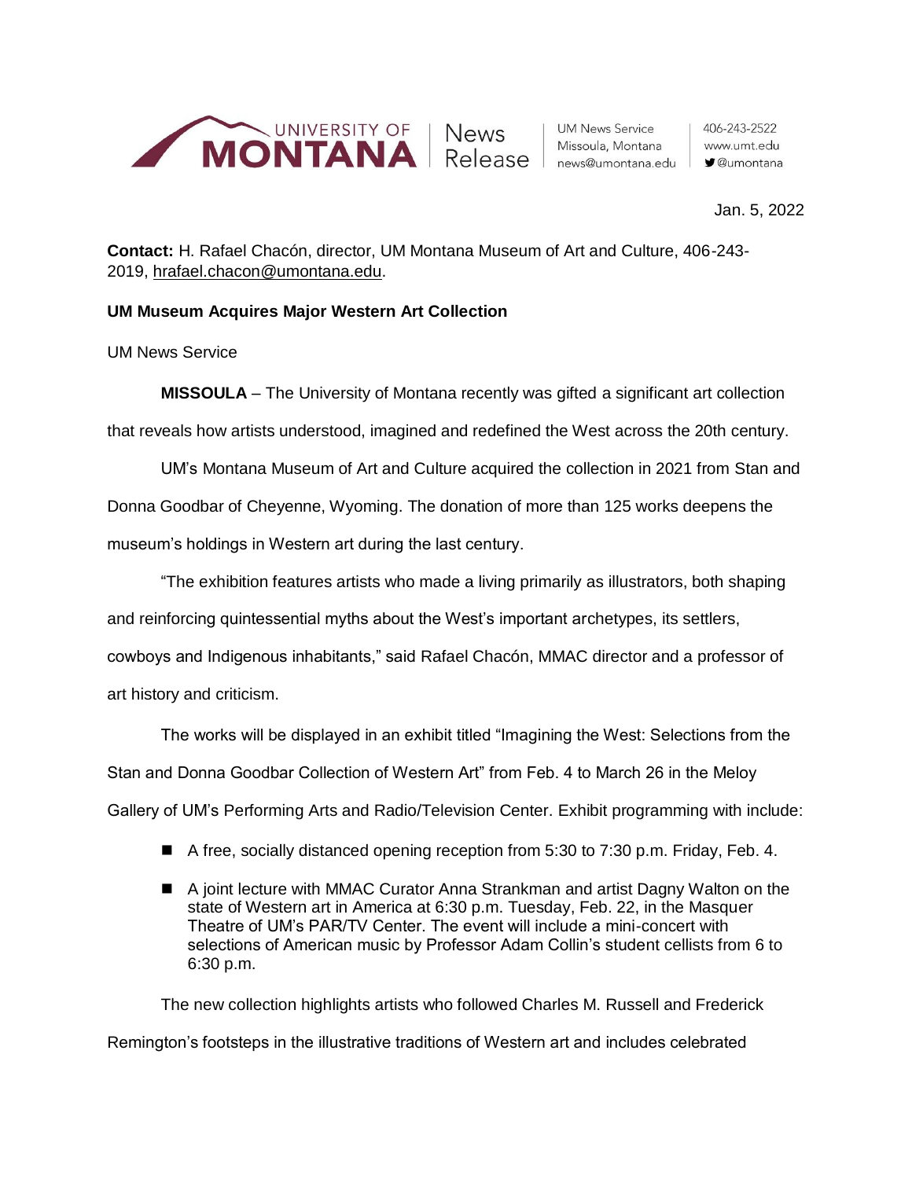UNIVERSITY OF MONTANA | News Release | UM News Service, Missoula, Montana, news@umontana.edu | 406-243-2522, www.umt.edu, @umontana

Jan. 5, 2022

**Contact:** H. Rafael Chacón, director, UM Montana Museum of Art and Culture, 406-243-2019, hrafael.chacon@umontana.edu.

**UM Museum Acquires Major Western Art Collection**

UM News Service

**MISSOULA** – The University of Montana recently was gifted a significant art collection that reveals how artists understood, imagined and redefined the West across the 20th century.

UM's Montana Museum of Art and Culture acquired the collection in 2021 from Stan and Donna Goodbar of Cheyenne, Wyoming. The donation of more than 125 works deepens the museum's holdings in Western art during the last century.

"The exhibition features artists who made a living primarily as illustrators, both shaping and reinforcing quintessential myths about the West's important archetypes, its settlers, cowboys and Indigenous inhabitants," said Rafael Chacón, MMAC director and a professor of art history and criticism.

The works will be displayed in an exhibit titled "Imagining the West: Selections from the Stan and Donna Goodbar Collection of Western Art" from Feb. 4 to March 26 in the Meloy Gallery of UM's Performing Arts and Radio/Television Center. Exhibit programming with include:

- A free, socially distanced opening reception from 5:30 to 7:30 p.m. Friday, Feb. 4.
- A joint lecture with MMAC Curator Anna Strankman and artist Dagny Walton on the state of Western art in America at 6:30 p.m. Tuesday, Feb. 22, in the Masquer Theatre of UM's PAR/TV Center. The event will include a mini-concert with selections of American music by Professor Adam Collin's student cellists from 6 to 6:30 p.m.

The new collection highlights artists who followed Charles M. Russell and Frederick Remington's footsteps in the illustrative traditions of Western art and includes celebrated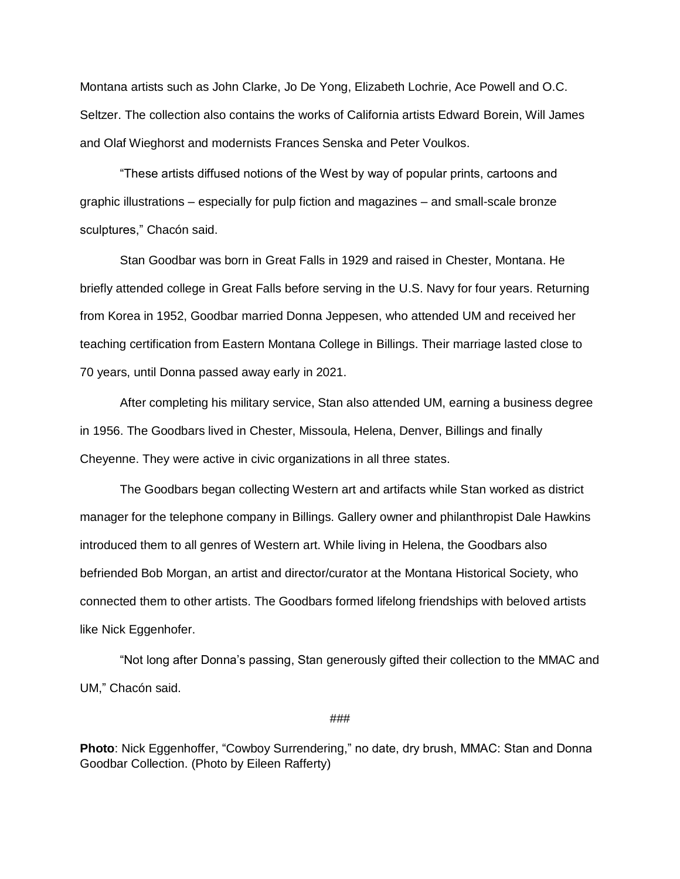Montana artists such as John Clarke, Jo De Yong, Elizabeth Lochrie, Ace Powell and O.C. Seltzer. The collection also contains the works of California artists Edward Borein, Will James and Olaf Wieghorst and modernists Frances Senska and Peter Voulkos.

"These artists diffused notions of the West by way of popular prints, cartoons and graphic illustrations – especially for pulp fiction and magazines – and small-scale bronze sculptures," Chacón said.

Stan Goodbar was born in Great Falls in 1929 and raised in Chester, Montana. He briefly attended college in Great Falls before serving in the U.S. Navy for four years. Returning from Korea in 1952, Goodbar married Donna Jeppesen, who attended UM and received her teaching certification from Eastern Montana College in Billings. Their marriage lasted close to 70 years, until Donna passed away early in 2021.

After completing his military service, Stan also attended UM, earning a business degree in 1956. The Goodbars lived in Chester, Missoula, Helena, Denver, Billings and finally Cheyenne. They were active in civic organizations in all three states.

The Goodbars began collecting Western art and artifacts while Stan worked as district manager for the telephone company in Billings. Gallery owner and philanthropist Dale Hawkins introduced them to all genres of Western art. While living in Helena, the Goodbars also befriended Bob Morgan, an artist and director/curator at the Montana Historical Society, who connected them to other artists. The Goodbars formed lifelong friendships with beloved artists like Nick Eggenhofer.

"Not long after Donna's passing, Stan generously gifted their collection to the MMAC and UM," Chacón said.

###

**Photo**: Nick Eggenhoffer, "Cowboy Surrendering," no date, dry brush, MMAC: Stan and Donna Goodbar Collection. (Photo by Eileen Rafferty)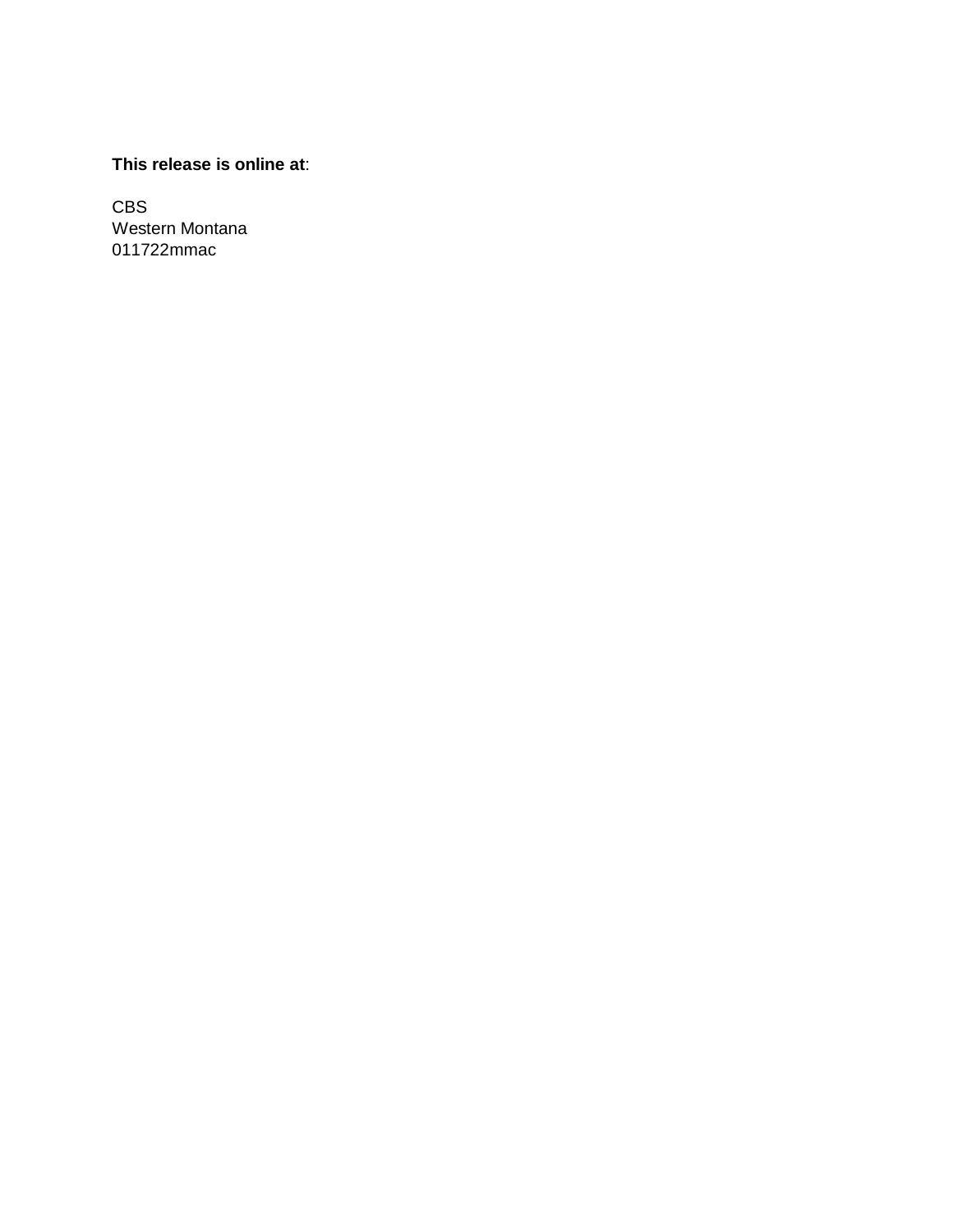**This release is online at**:

CBS
Western Montana
011722mmac